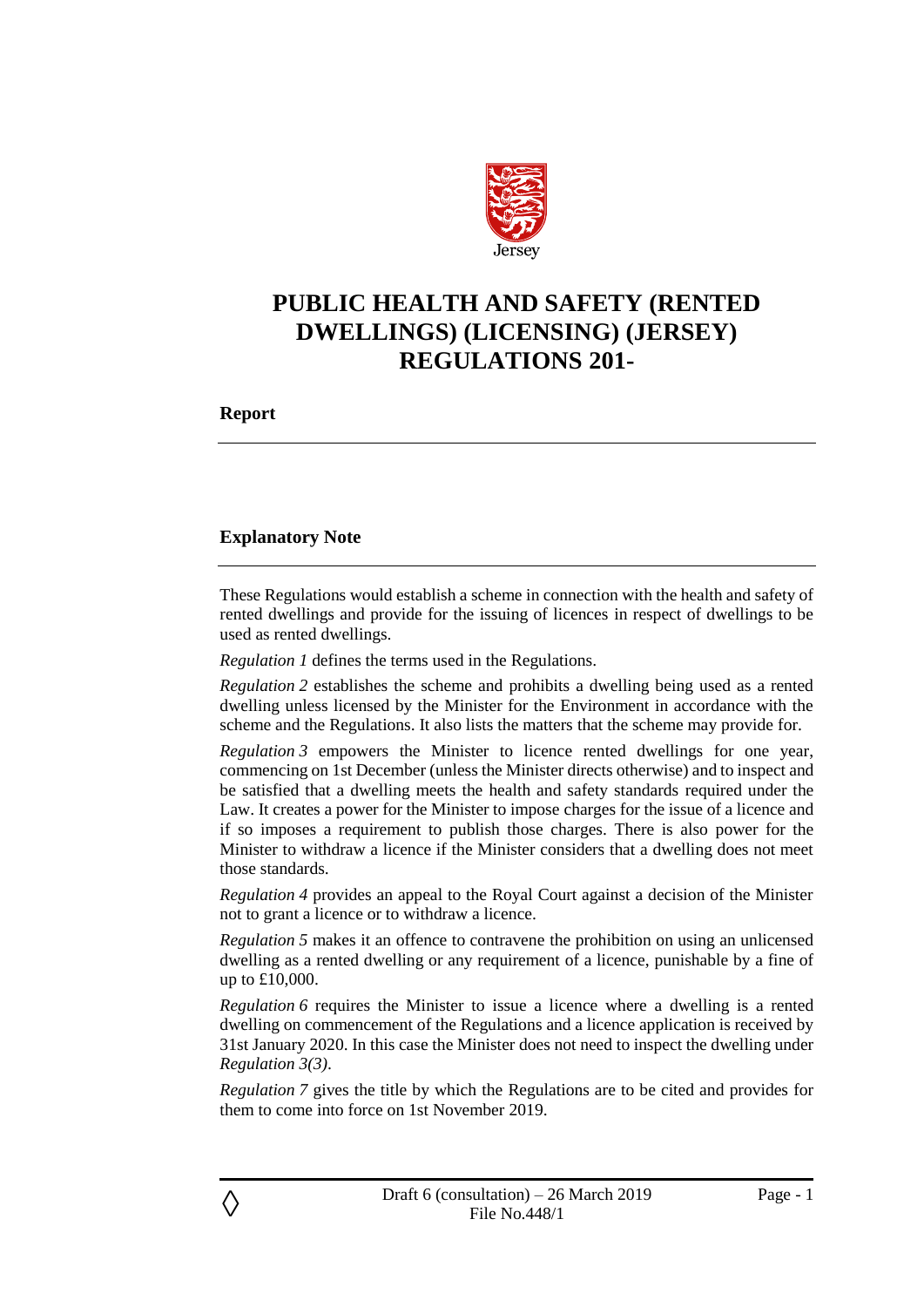Jersey

# PUBLIC HEALTH AND SAFETY (RENTED DWELLINGS) (LICENSING) (JERSEY) REGULATIONS 201-

## Report

## Explanatory Note

These Regulations would establish a scheme in connection with the health and safety of rented dwellings and provide for the issuing of licences in respect of dwellings to be used as rented dwellings.

*Regulation 1* defines the terms used in the Regulations.

*Regulation 2* establishes the scheme and prohibits a dwelling being used as a rented dwelling unless licensed by the Minister for the Environment in accordance with the scheme and the Regulations. It also lists the matters that the scheme may provide for.

*Regulation 3* empowers the Minister to licence rented dwellings for one year, commencing on 1st December (unless the Minister directs otherwise) and to inspect and be satisfied that a dwelling meets the health and safety standards required under the Law. It creates a power for the Minister to impose charges for the issue of a licence and if so imposes a requirement to publish those charges. There is also power for the Minister to withdraw a licence if the Minister considers that a dwelling does not meet those standards.

*Regulation 4* provides an appeal to the Royal Court against a decision of the Minister not to grant a licence or to withdraw a licence.

*Regulation 5* makes it an offence to contravene the prohibition on using an unlicensed dwelling as a rented dwelling or any requirement of a licence, punishable by a fine of up to £10,000.

*Regulation 6* requires the Minister to issue a licence where a dwelling is a rented dwelling on commencement of the Regulations and a licence application is received by 31st January 2020. In this case the Minister does not need to inspect the dwelling under *Regulation 3(3)*.

*Regulation 7* gives the title by which the Regulations are to be cited and provides for them to come into force on 1st November 2019.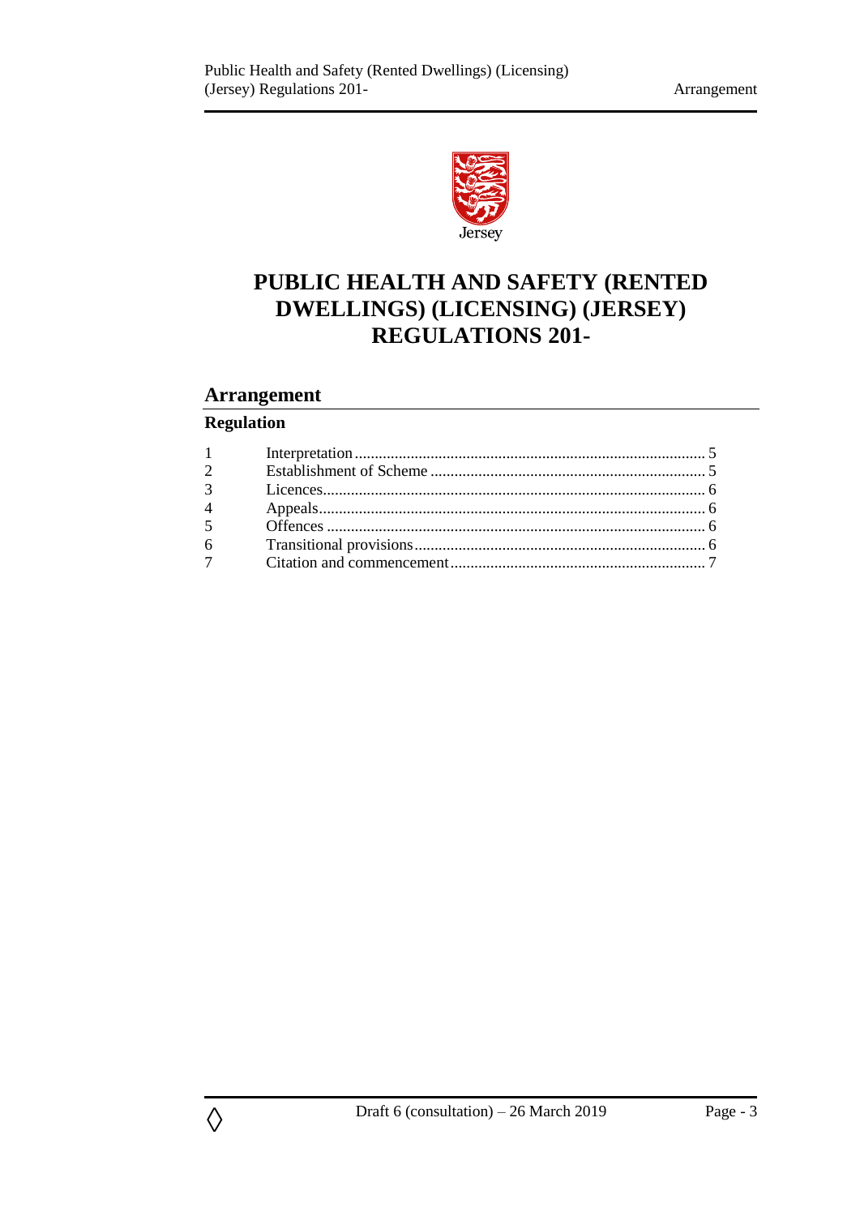# PUBLIC HEALTH AND SAFETY (RENTED DWELLINGS) (LICENSING) (JERSEY) REGULATIONS 201-

## Arrangement

### Regulation

| | | |
|---|---|---|
| 1 | Interpretation | 5 |
| 2 | Establishment of Scheme | 5 |
| 3 | Licences | 6 |
| 4 | Appeals | 6 |
| 5 | Offences | 6 |
| 6 | Transitional provisions | 6 |
| 7 | Citation and commencement | 7 |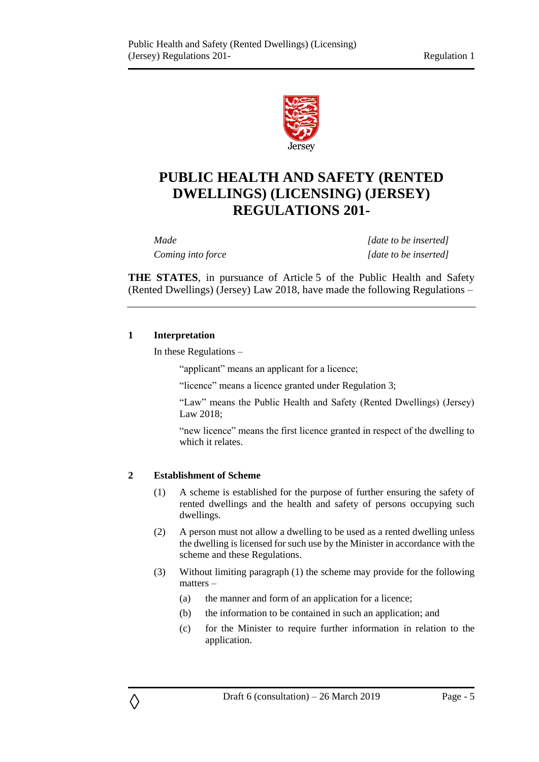# PUBLIC HEALTH AND SAFETY (RENTED DWELLINGS) (LICENSING) (JERSEY) REGULATIONS 201-

| | |
|---|---|
| *Made* | *[date to be inserted]* |
| *Coming into force* | *[date to be inserted]* |

**THE STATES**, in pursuance of Article 5 of the Public Health and Safety (Rented Dwellings) (Jersey) Law 2018, have made the following Regulations –

---

**1 Interpretation**

In these Regulations –

"applicant" means an applicant for a licence;

"licence" means a licence granted under Regulation 3;

"Law" means the Public Health and Safety (Rented Dwellings) (Jersey) Law 2018;

"new licence" means the first licence granted in respect of the dwelling to which it relates.

**2 Establishment of Scheme**

(1) A scheme is established for the purpose of further ensuring the safety of rented dwellings and the health and safety of persons occupying such dwellings.

(2) A person must not allow a dwelling to be used as a rented dwelling unless the dwelling is licensed for such use by the Minister in accordance with the scheme and these Regulations.

(3) Without limiting paragraph (1) the scheme may provide for the following matters –

(a) the manner and form of an application for a licence;

(b) the information to be contained in such an application; and

(c) for the Minister to require further information in relation to the application.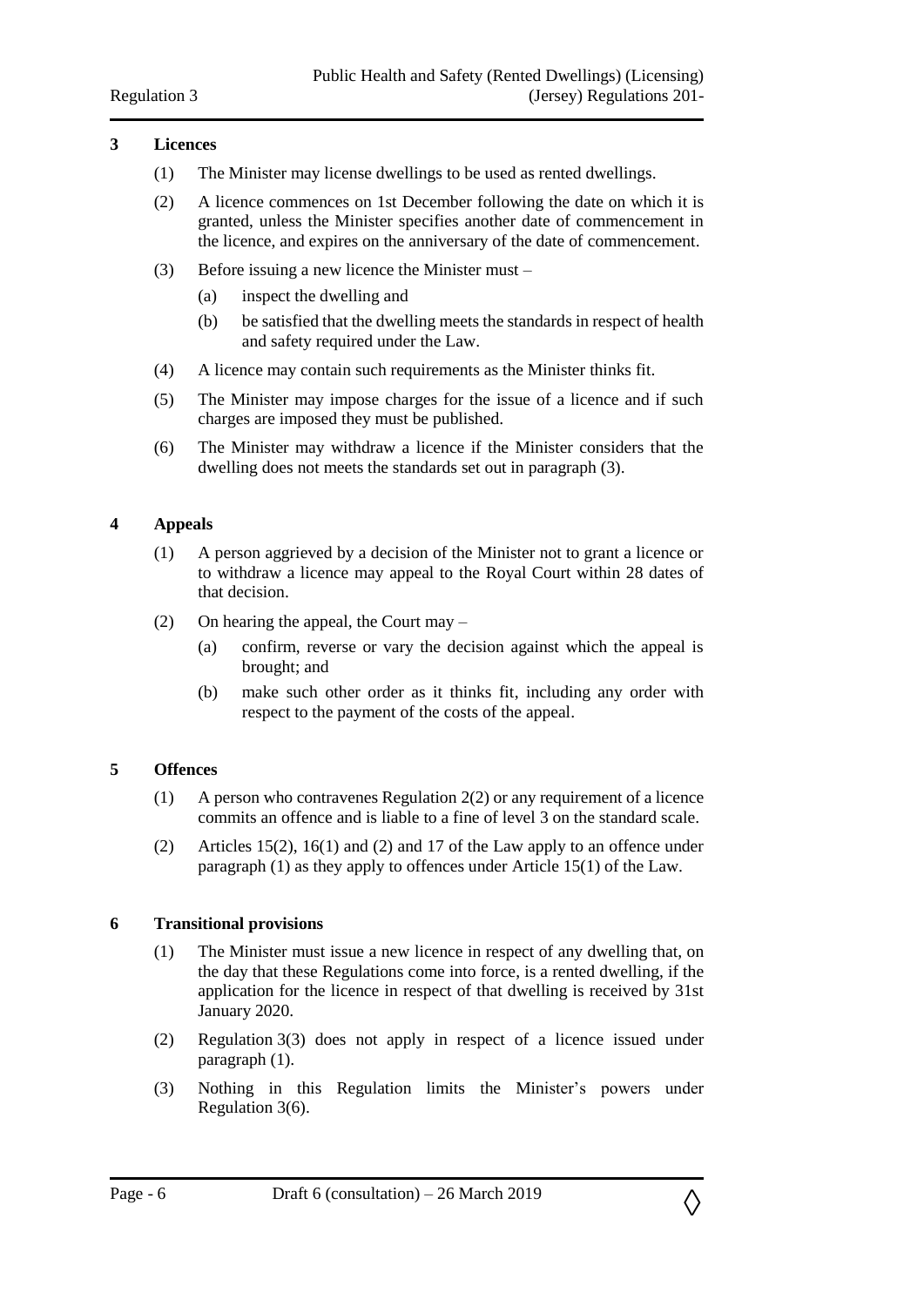## 3 Licences

(1) The Minister may license dwellings to be used as rented dwellings.

(2) A licence commences on 1st December following the date on which it is granted, unless the Minister specifies another date of commencement in the licence, and expires on the anniversary of the date of commencement.

(3) Before issuing a new licence the Minister must –

(a) inspect the dwelling and

(b) be satisfied that the dwelling meets the standards in respect of health and safety required under the Law.

(4) A licence may contain such requirements as the Minister thinks fit.

(5) The Minister may impose charges for the issue of a licence and if such charges are imposed they must be published.

(6) The Minister may withdraw a licence if the Minister considers that the dwelling does not meets the standards set out in paragraph (3).

## 4 Appeals

(1) A person aggrieved by a decision of the Minister not to grant a licence or to withdraw a licence may appeal to the Royal Court within 28 dates of that decision.

(2) On hearing the appeal, the Court may –

(a) confirm, reverse or vary the decision against which the appeal is brought; and

(b) make such other order as it thinks fit, including any order with respect to the payment of the costs of the appeal.

## 5 Offences

(1) A person who contravenes Regulation 2(2) or any requirement of a licence commits an offence and is liable to a fine of level 3 on the standard scale.

(2) Articles 15(2), 16(1) and (2) and 17 of the Law apply to an offence under paragraph (1) as they apply to offences under Article 15(1) of the Law.

## 6 Transitional provisions

(1) The Minister must issue a new licence in respect of any dwelling that, on the day that these Regulations come into force, is a rented dwelling, if the application for the licence in respect of that dwelling is received by 31st January 2020.

(2) Regulation 3(3) does not apply in respect of a licence issued under paragraph (1).

(3) Nothing in this Regulation limits the Minister's powers under Regulation 3(6).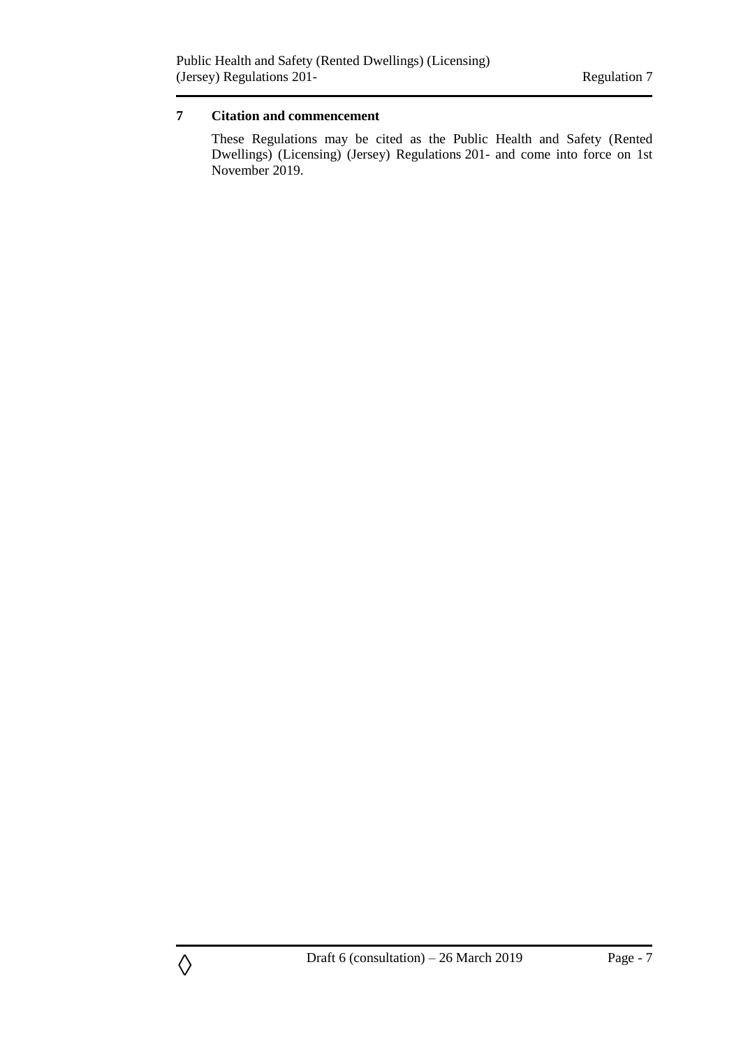## 7 Citation and commencement

These Regulations may be cited as the Public Health and Safety (Rented Dwellings) (Licensing) (Jersey) Regulations 201- and come into force on 1st November 2019.